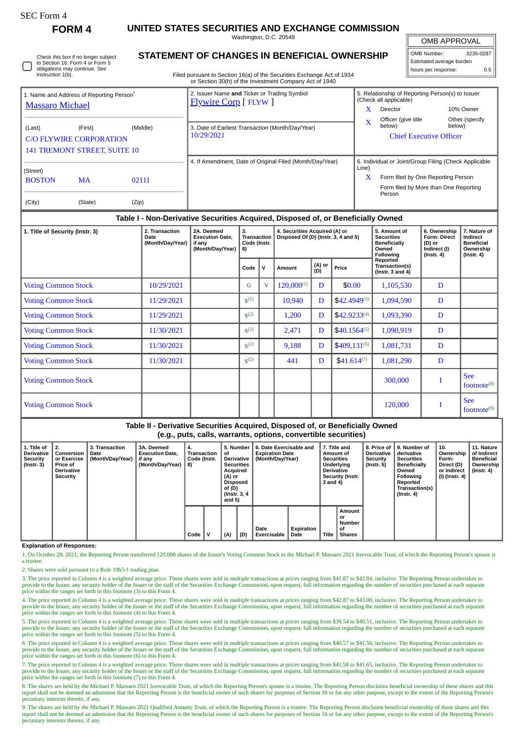SEC Form 4

**FORM 4**

# UNITED STATES SECURITIES AND EXCHANGE COMMISSION

Washington, D.C. 20549

## STATEMENT OF CHANGES IN BENEFICIAL OWNERSHIP

Filed pursuant to Section 16(a) of the Securities Exchange Act of 1934 or Section 30(h) of the Investment Company Act of 1940

| OMB APPROVAL | |
|---|---|
| OMB Number: | 3235-0287 |
| Estimated average burden | |
| hours per response: | 0.5 |

☐ Check this box if no longer subject to Section 16. Form 4 or Form 5 obligations may continue. *See* Instruction 1(b).

| 1. Name and Address of Reporting Person* | 2. Issuer Name **and** Ticker or Trading Symbol | 5. Relationship of Reporting Person(s) to Issuer (Check all applicable) |
|---|---|---|
| Massaro Michael | Flywire Corp [ FLYW ] | X Director / 10% Owner |
| (Last) (First) (Middle) | 3. Date of Earliest Transaction (Month/Day/Year) | X Officer (give title below) / Other (specify below) |
| C/O FLYWIRE CORPORATION, 141 TREMONT STREET, SUITE 10 | 10/29/2021 | Chief Executive Officer |
| (Street) | 4. If Amendment, Date of Original Filed (Month/Day/Year) | 6. Individual or Joint/Group Filing (Check Applicable Line) |
| BOSTON MA 02111 | | X Form filed by One Reporting Person |
| (City) (State) (Zip) | | Form filed by More than One Reporting Person |

### Table I - Non-Derivative Securities Acquired, Disposed of, or Beneficially Owned

| 1. Title of Security (Instr. 3) | 2. Transaction Date (Month/Day/Year) | 2A. Deemed Execution Date, if any (Month/Day/Year) | 3. Transaction Code (Instr. 8) | | 4. Securities Acquired (A) or Disposed Of (D) (Instr. 3, 4 and 5) | | | 5. Amount of Securities Beneficially Owned Following Reported Transaction(s) (Instr. 3 and 4) | 6. Ownership Form: Direct (D) or Indirect (I) (Instr. 4) | 7. Nature of Indirect Beneficial Ownership (Instr. 4) |
|---|---|---|---|---|---|---|---|---|---|---|
| | | | Code | V | Amount | (A) or (D) | Price | | | |
| Voting Common Stock | 10/29/2021 | | G | V | 120,000[1] | D | $0.00 | 1,105,530 | D | |
| Voting Common Stock | 11/29/2021 | | S[2] | | 10,940 | D | $42.4949[3] | 1,094,590 | D | |
| Voting Common Stock | 11/29/2021 | | S[2] | | 1,200 | D | $42.9233[4] | 1,093,390 | D | |
| Voting Common Stock | 11/30/2021 | | S[2] | | 2,471 | D | $40.1564[5] | 1,090,919 | D | |
| Voting Common Stock | 11/30/2021 | | S[2] | | 9,188 | D | $409,131[6] | 1,081,731 | D | |
| Voting Common Stock | 11/30/2021 | | S[2] | | 441 | D | $41.614[7] | 1,081,290 | D | |
| Voting Common Stock | | | | | | | | 300,000 | I | See footnote[8] |
| Voting Common Stock | | | | | | | | 120,000 | I | See footnote[9] |

### Table II - Derivative Securities Acquired, Disposed of, or Beneficially Owned (e.g., puts, calls, warrants, options, convertible securities)

| 1. Title of Derivative Security (Instr. 3) | 2. Conversion or Exercise Price of Derivative Security | 3. Transaction Date (Month/Day/Year) | 3A. Deemed Execution Date, if any (Month/Day/Year) | 4. Transaction Code (Instr. 8) | | 5. Number of Derivative Securities Acquired (A) or Disposed of (D) (Instr. 3, 4 and 5) | | 6. Date Exercisable and Expiration Date (Month/Day/Year) | | 7. Title and Amount of Securities Underlying Derivative Security (Instr. 3 and 4) | | 8. Price of Derivative Security (Instr. 5) | 9. Number of derivative Securities Beneficially Owned Following Reported Transaction(s) (Instr. 4) | 10. Ownership Form: Direct (D) or Indirect (I) (Instr. 4) | 11. Nature of Indirect Beneficial Ownership (Instr. 4) |
|---|---|---|---|---|---|---|---|---|---|---|---|---|---|---|---|
| | | | | Code | V | (A) | (D) | Date Exercisable | Expiration Date | Title | Amount or Number of Shares | | | | |

**Explanation of Responses:**

1. On October 29, 2021, the Reporting Person transferred 120,000 shares of the Issuer's Voting Common Stock to the Michael P. Massaro 2021 Irrevocable Trust, of which the Reporting Person's spouse is a trustee.

2. Shares were sold pursuant to a Rule 10b5-1 trading plan.

3. The price reported in Column 4 is a weighted average price. These shares were sold in multiple transactions at prices ranging from $41.87 to $42.84, inclusive. The Reporting Person undertakes to provide to the Issuer, any security holder of the Issuer or the staff of the Securities Exchange Commission, upon request, full information regarding the number of securities purchased at each separate price within the ranges set forth in this footnote (3) to this Form 4.

4. The price reported in Column 4 is a weighted average price. These shares were sold in multiple transactions at prices ranging from $42.87 to $43.00, inclusive. The Reporting Person undertakes to provide to the Issuer, any security holder of the Issuer or the staff of the Securities Exchange Commission, upon request, full information regarding the number of securities purchased at each separate price within the ranges set forth in this footnote (4) to this Form 4.

5. The price reported in Column 4 is a weighted average price. These shares were sold in multiple transactions at prices ranging from $39.54 to $40.51, inclusive. The Reporting Person undertakes to provide to the Issuer, any security holder of the Issuer or the staff of the Securities Exchange Commission, upon request, full information regarding the number of securities purchased at each separate price within the ranges set forth in this footnote (5) to this Form 4.

6. The price reported in Column 4 is a weighted average price. These shares were sold in multiple transactions at prices ranging from $40.57 to $41.56, inclusive. The Reporting Person undertakes to provide to the Issuer, any security holder of the Issuer or the staff of the Securities Exchange Commission, upon request, full information regarding the number of securities purchased at each separate price within the ranges set forth in this footnote (6) to this Form 4.

7. The price reported in Column 4 is a weighted average price. These shares were sold in multiple transactions at prices ranging from $41.58 to $41.65, inclusive. The Reporting Person undertakes to provide to the Issuer, any security holder of the Issuer or the staff of the Securities Exchange Commission, upon request, full information regarding the number of securities purchased at each separate price within the ranges set forth in this footnote (7) to this Form 4.

8. The shares are held by the Michael P. Massaro 2021 Irrevocable Trust, of which the Reporting Person's spouse is a trustee. The Reporting Person disclaims beneficial ownership of these shares and this report shall not be deemed an admission that the Reporting Person is the beneficial owner of such shares for purposes of Section 16 or for any other purpose, except to the extent of the Reporting Person's pecuniary interests therein, if any.

9. The shares are held by the Michael P. Massaro 2021 Qualified Annuity Trust, of which the Reporting Person is a trustee. The Reporting Person disclaims beneficial ownership of these shares and this report shall not be deemed an admission that the Reporting Person is the beneficial owner of such shares for purposes of Section 16 or for any other purpose, except to the extent of the Reporting Person's pecuniary interests therein, if any.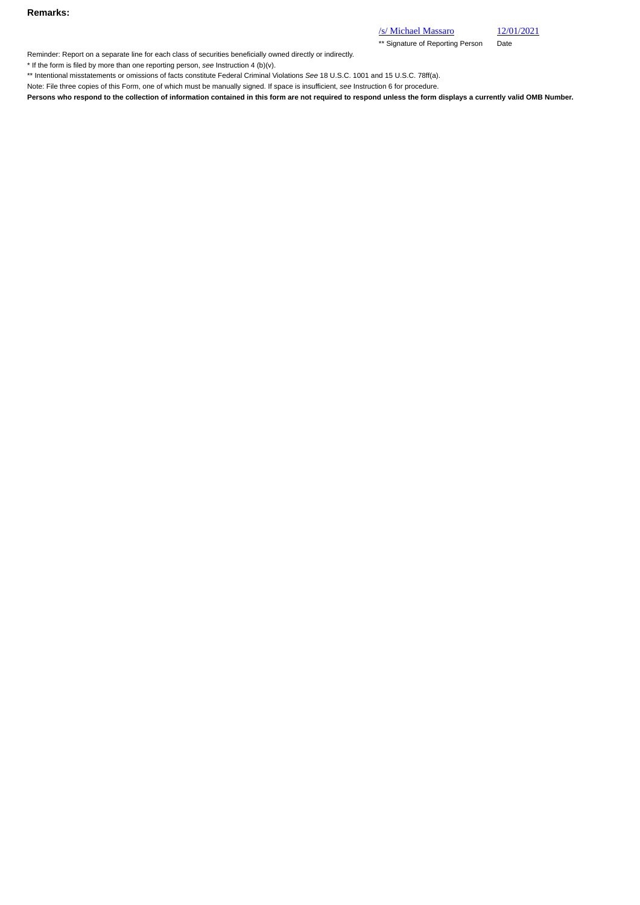**Remarks:**

/s/ Michael Massaro 12/01/2021

** Signature of Reporting Person Date

Reminder: Report on a separate line for each class of securities beneficially owned directly or indirectly.

* If the form is filed by more than one reporting person, *see* Instruction 4 (b)(v).

** Intentional misstatements or omissions of facts constitute Federal Criminal Violations *See* 18 U.S.C. 1001 and 15 U.S.C. 78ff(a).

Note: File three copies of this Form, one of which must be manually signed. If space is insufficient, *see* Instruction 6 for procedure.

**Persons who respond to the collection of information contained in this form are not required to respond unless the form displays a currently valid OMB Number.**